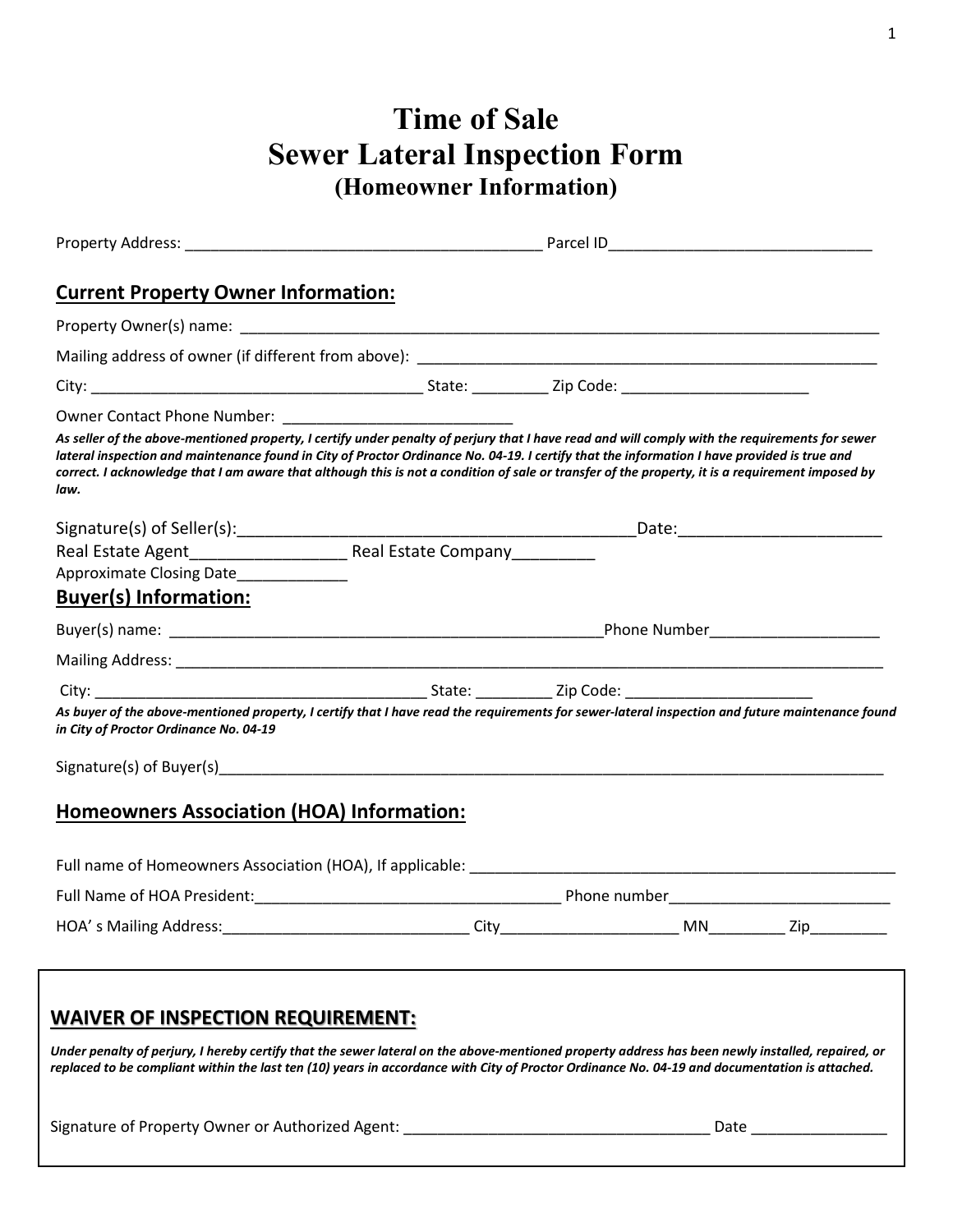# Time of Sale
# Sewer Lateral Inspection Form
### (Homeowner Information)

Property Address: __________________________________________ Parcel ID______________________________

## Current Property Owner Information:

Property Owner(s) name: ______________________________________________________________________________

Mailing address of owner (if different from above): ______________________________________________________

City: _______________________________________ State: _________ Zip Code: ______________________

Owner Contact Phone Number: ___________________________

***As seller of the above-mentioned property, I certify under penalty of perjury that I have read and will comply with the requirements for sewer lateral inspection and maintenance found in City of Proctor Ordinance No. 04-19. I certify that the information I have provided is true and correct. I acknowledge that I am aware that although this is not a condition of sale or transfer of the property, it is a requirement imposed by law.***

Signature(s) of Seller(s):____________________________________________Date:______________________

Real Estate Agent_________________ Real Estate Company_________

Approximate Closing Date____________

## Buyer(s) Information:

Buyer(s) name: ___________________________________________________Phone Number___________________

Mailing Address: _________________________________________________________________________________

City: _______________________________________ State: _________ Zip Code: ______________________

***As buyer of the above-mentioned property, I certify that I have read the requirements for sewer-lateral inspection and future maintenance found in City of Proctor Ordinance No. 04-19***

Signature(s) of Buyer(s)_____________________________________________________________________________

## Homeowners Association (HOA) Information:

Full name of Homeowners Association (HOA), If applicable: __________________________________________________

Full Name of HOA President:____________________________________ Phone number_________________________

HOA' s Mailing Address:_____________________________ City____________________ MN_________ Zip_________

## WAIVER OF INSPECTION REQUIREMENT:

***Under penalty of perjury, I hereby certify that the sewer lateral on the above-mentioned property address has been newly installed, repaired, or replaced to be compliant within the last ten (10) years in accordance with City of Proctor Ordinance No. 04-19 and documentation is attached.***

Signature of Property Owner or Authorized Agent: ____________________________________ Date ________________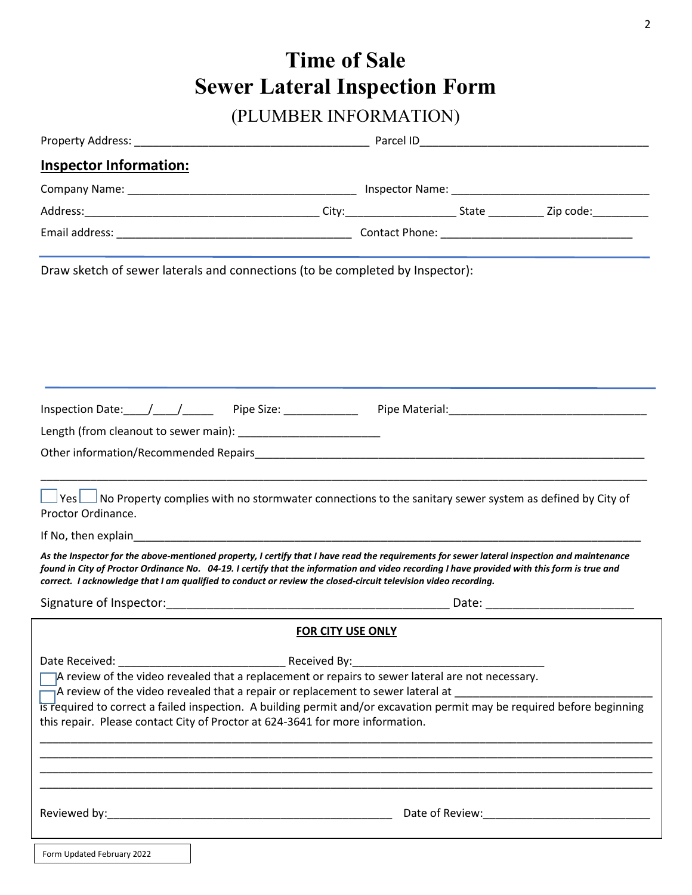# Time of Sale
# Sewer Lateral Inspection Form

## (PLUMBER INFORMATION)

Property Address: ______________________________________ Parcel ID_____________________________________

**Inspector Information:**

Company Name: _____________________________________ Inspector Name: _______________________________

Address:______________________________________ City:__________________ State _________ Zip code:_________

Email address: ______________________________________ Contact Phone: ______________________________

Draw sketch of sewer laterals and connections (to be completed by Inspector):

Inspection Date:____/____/_____ Pipe Size: ____________ Pipe Material:_______________________________

Length (from cleanout to sewer main): _______________________

Other information/Recommended Repairs_______________________________________________________________

_________________________________________________________________________________________________

☐ Yes ☐ No Property complies with no stormwater connections to the sanitary sewer system as defined by City of Proctor Ordinance.

If No, then explain_______________________________________________________________________________

***As the Inspector for the above-mentioned property, I certify that I have read the requirements for sewer lateral inspection and maintenance found in City of Proctor Ordinance No. 04-19. I certify that the information and video recording I have provided with this form is true and correct. I acknowledge that I am qualified to conduct or review the closed-circuit television video recording.***

Signature of Inspector:___________________________________________ Date: ______________________

**FOR CITY USE ONLY**

Date Received: __________________________ Received By:______________________________

☐ A review of the video revealed that a replacement or repairs to sewer lateral are not necessary.

☐ A review of the video revealed that a repair or replacement to sewer lateral at _______________________________ is required to correct a failed inspection. A building permit and/or excavation permit may be required before beginning this repair. Please contact City of Proctor at 624-3641 for more information.

_________________________________________________________________________________________________

_________________________________________________________________________________________________

_________________________________________________________________________________________________

_________________________________________________________________________________________________

Reviewed by:_____________________________________________ Date of Review:___________________________

Form Updated February 2022